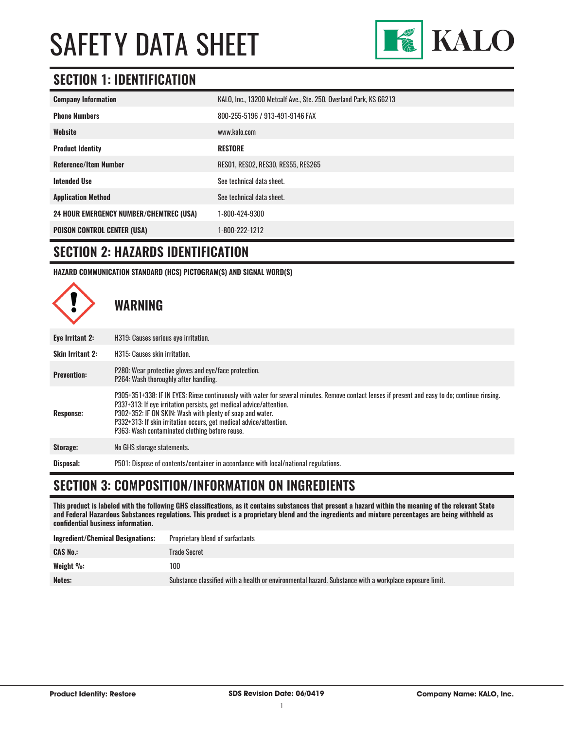# SAFETY DATA SHEET

KALO

## SECTION 1: IDENTIFICATION

| | |
|---|---|
| **Company Information** | KALO, Inc., 13200 Metcalf Ave., Ste. 250, Overland Park, KS 66213 |
| **Phone Numbers** | 800-255-5196 / 913-491-9146 FAX |
| **Website** | www.kalo.com |
| **Product Identity** | **RESTORE** |
| **Reference/Item Number** | RES01, RES02, RES30, RES55, RES265 |
| **Intended Use** | See technical data sheet. |
| **Application Method** | See technical data sheet. |
| **24 HOUR EMERGENCY NUMBER/CHEMTREC (USA)** | 1-800-424-9300 |
| **POISON CONTROL CENTER (USA)** | 1-800-222-1212 |

## SECTION 2: HAZARDS IDENTIFICATION

**HAZARD COMMUNICATION STANDARD (HCS) PICTOGRAM(S) AND SIGNAL WORD(S)**

### WARNING

| | |
|---|---|
| **Eye Irritant 2:** | H319: Causes serious eye irritation. |
| **Skin Irritant 2:** | H315: Causes skin irritation. |
| **Prevention:** | P280: Wear protective gloves and eye/face protection.<br>P264: Wash thoroughly after handling. |
| **Response:** | P305+351+338: IF IN EYES: Rinse continuously with water for several minutes. Remove contact lenses if present and easy to do; continue rinsing.<br>P337+313: If eye irritation persists, get medical advice/attention.<br>P302+352: IF ON SKIN: Wash with plenty of soap and water.<br>P332+313: If skin irritation occurs, get medical advice/attention.<br>P363: Wash contaminated clothing before reuse. |
| **Storage:** | No GHS storage statements. |
| **Disposal:** | P501: Dispose of contents/container in accordance with local/national regulations. |

## SECTION 3: COMPOSITION/INFORMATION ON INGREDIENTS

**This product is labeled with the following GHS classifications, as it contains substances that present a hazard within the meaning of the relevant State and Federal Hazardous Substances regulations. This product is a proprietary blend and the ingredients and mixture percentages are being withheld as confidential business information.**

| | |
|---|---|
| **Ingredient/Chemical Designations:** | Proprietary blend of surfactants |
| **CAS No.:** | Trade Secret |
| **Weight %:** | 100 |
| **Notes:** | Substance classified with a health or environmental hazard. Substance with a workplace exposure limit. |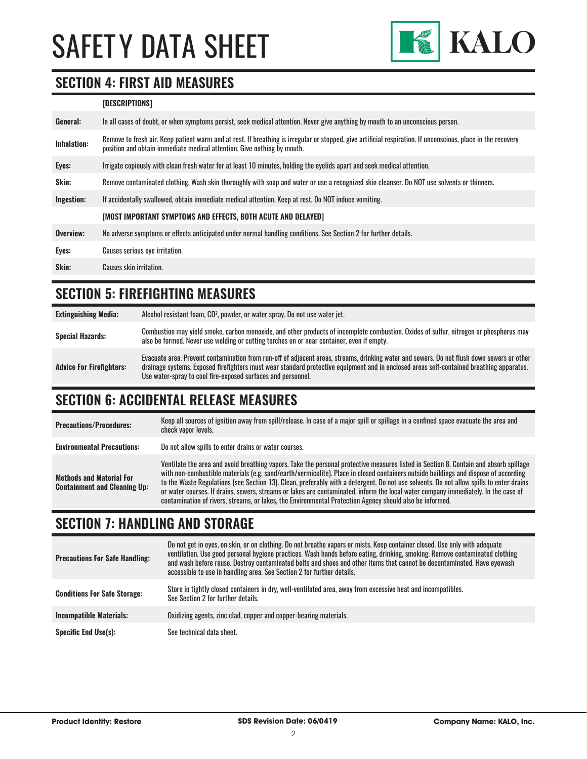# SAFETY DATA SHEET

## SECTION 4: FIRST AID MEASURES

| | [DESCRIPTIONS] |
|---|---|
| **General:** | In all cases of doubt, or when symptoms persist, seek medical attention. Never give anything by mouth to an unconscious person. |
| **Inhalation:** | Remove to fresh air. Keep patient warm and at rest. If breathing is irregular or stopped, give artificial respiration. If unconscious, place in the recovery position and obtain immediate medical attention. Give nothing by mouth. |
| **Eyes:** | Irrigate copiously with clean fresh water for at least 10 minutes, holding the eyelids apart and seek medical attention. |
| **Skin:** | Remove contaminated clothing. Wash skin thoroughly with soap and water or use a recognized skin cleanser. Do NOT use solvents or thinners. |
| **Ingestion:** | If accidentally swallowed, obtain immediate medical attention. Keep at rest. Do NOT induce vomiting. |
| | **[MOST IMPORTANT SYMPTOMS AND EFFECTS, BOTH ACUTE AND DELAYED]** |
| **Overview:** | No adverse symptoms or effects anticipated under normal handling conditions. See Section 2 for further details. |
| **Eyes:** | Causes serious eye irritation. |
| **Skin:** | Causes skin irritation. |

## SECTION 5: FIREFIGHTING MEASURES

| | |
|---|---|
| **Extinguishing Media:** | Alcohol resistant foam, $CO^2$, powder, or water spray. Do not use water jet. |
| **Special Hazards:** | Combustion may yield smoke, carbon monoxide, and other products of incomplete combustion. Oxides of sulfur, nitrogen or phosphorus may also be formed. Never use welding or cutting torches on or near container, even if empty. |
| **Advice For Firefighters:** | Evacuate area. Prevent contamination from run-off of adjacent areas, streams, drinking water and sewers. Do not flush down sewers or other drainage systems. Exposed firefighters must wear standard protective equipment and in enclosed areas self-contained breathing apparatus. Use water-spray to cool fire-exposed surfaces and personnel. |

## SECTION 6: ACCIDENTAL RELEASE MEASURES

| | |
|---|---|
| **Precautions/Procedures:** | Keep all sources of ignition away from spill/release. In case of a major spill or spillage in a confined space evacuate the area and check vapor levels. |
| **Environmental Precautions:** | Do not allow spills to enter drains or water courses. |
| **Methods and Material For Containment and Cleaning Up:** | Ventilate the area and avoid breathing vapors. Take the personal protective measures listed in Section 8. Contain and absorb spillage with non-combustible materials (e.g. sand/earth/vermiculite). Place in closed containers outside buildings and dispose of according to the Waste Regulations (see Section 13). Clean, preferably with a detergent. Do not use solvents. Do not allow spills to enter drains or water courses. If drains, sewers, streams or lakes are contaminated, inform the local water company immediately. In the case of contamination of rivers, streams, or lakes, the Environmental Protection Agency should also be informed. |

## SECTION 7: HANDLING AND STORAGE

| | |
|---|---|
| **Precautions For Safe Handling:** | Do not get in eyes, on skin, or on clothing. Do not breathe vapors or mists. Keep container closed. Use only with adequate ventilation. Use good personal hygiene practices. Wash hands before eating, drinking, smoking. Remove contaminated clothing and wash before reuse. Destroy contaminated belts and shoes and other items that cannot be decontaminated. Have eyewash accessible to use in handling area. See Section 2 for further details. |
| **Conditions For Safe Storage:** | Store in tightly closed containers in dry, well-ventilated area, away from excessive heat and incompatibles. See Section 2 for further details. |
| **Incompatible Materials:** | Oxidizing agents, zinc clad, copper and copper-bearing materials. |
| **Specific End Use(s):** | See technical data sheet. |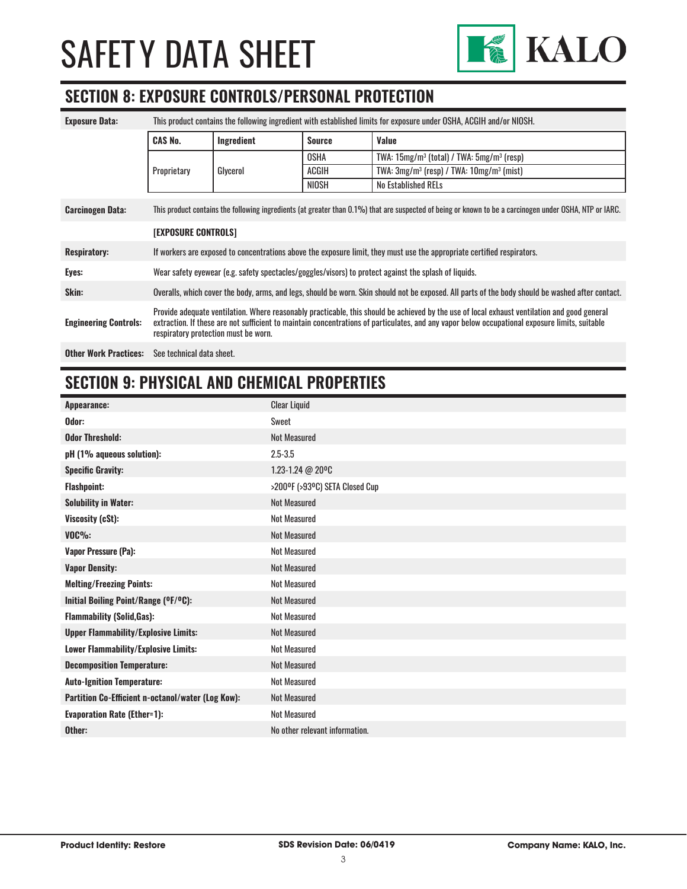## SECTION 8: EXPOSURE CONTROLS/PERSONAL PROTECTION

**Exposure Data:** This product contains the following ingredient with established limits for exposure under OSHA, ACGIH and/or NIOSH.

| CAS No. | Ingredient | Source | Value |
|---|---|---|---|
| Proprietary | Glycerol | OSHA | TWA: 15mg/m³ (total) / TWA: 5mg/m³ (resp) |
| | | ACGIH | TWA: 3mg/m³ (resp) / TWA: 10mg/m³ (mist) |
| | | NIOSH | No Established RELs |

**Carcinogen Data:** This product contains the following ingredients (at greater than 0.1%) that are suspected of being or known to be a carcinogen under OSHA, NTP or IARC.

**[EXPOSURE CONTROLS]**

**Respiratory:** If workers are exposed to concentrations above the exposure limit, they must use the appropriate certified respirators.

**Eyes:** Wear safety eyewear (e.g. safety spectacles/goggles/visors) to protect against the splash of liquids.

**Skin:** Overalls, which cover the body, arms, and legs, should be worn. Skin should not be exposed. All parts of the body should be washed after contact.

**Engineering Controls:** Provide adequate ventilation. Where reasonably practicable, this should be achieved by the use of local exhaust ventilation and good general extraction. If these are not sufficient to maintain concentrations of particulates, and any vapor below occupational exposure limits, suitable respiratory protection must be worn.

**Other Work Practices:** See technical data sheet.

## SECTION 9: PHYSICAL AND CHEMICAL PROPERTIES

| Property | Value |
|---|---|
| **Appearance:** | Clear Liquid |
| **Odor:** | Sweet |
| **Odor Threshold:** | Not Measured |
| **pH (1% aqueous solution):** | 2.5-3.5 |
| **Specific Gravity:** | 1.23-1.24 @ 20ºC |
| **Flashpoint:** | >200ºF (>93ºC) SETA Closed Cup |
| **Solubility in Water:** | Not Measured |
| **Viscosity (cSt):** | Not Measured |
| **VOC%:** | Not Measured |
| **Vapor Pressure (Pa):** | Not Measured |
| **Vapor Density:** | Not Measured |
| **Melting/Freezing Points:** | Not Measured |
| **Initial Boiling Point/Range (ºF/ºC):** | Not Measured |
| **Flammability (Solid,Gas):** | Not Measured |
| **Upper Flammability/Explosive Limits:** | Not Measured |
| **Lower Flammability/Explosive Limits:** | Not Measured |
| **Decomposition Temperature:** | Not Measured |
| **Auto-Ignition Temperature:** | Not Measured |
| **Partition Co-Efficient n-octanol/water (Log Kow):** | Not Measured |
| **Evaporation Rate (Ether=1):** | Not Measured |
| **Other:** | No other relevant information. |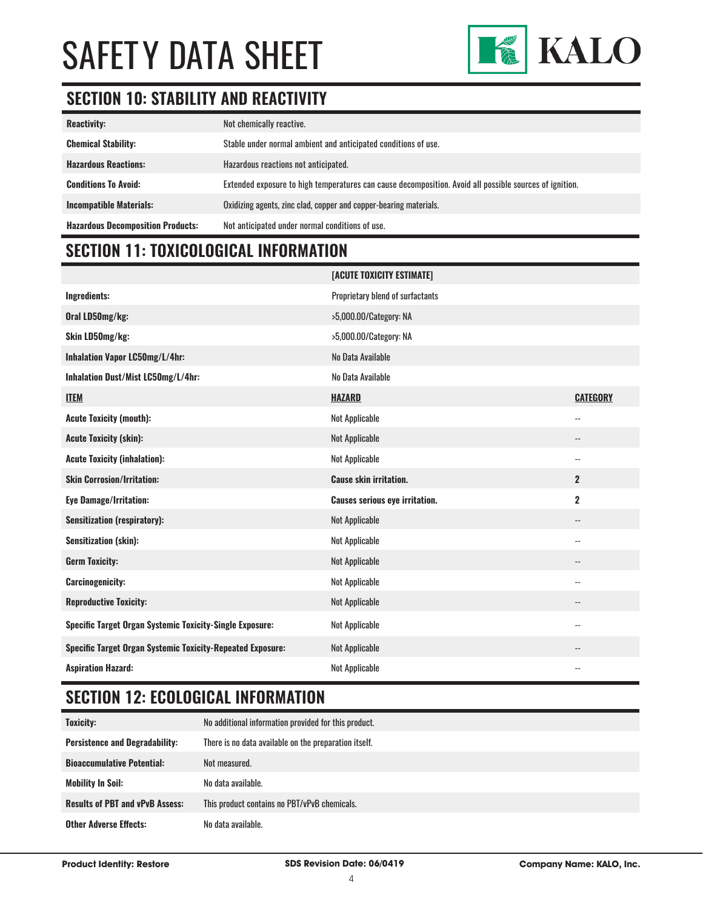# SAFETY DATA SHEET

## SECTION 10: STABILITY AND REACTIVITY

| | |
|---|---|
| **Reactivity:** | Not chemically reactive. |
| **Chemical Stability:** | Stable under normal ambient and anticipated conditions of use. |
| **Hazardous Reactions:** | Hazardous reactions not anticipated. |
| **Conditions To Avoid:** | Extended exposure to high temperatures can cause decomposition. Avoid all possible sources of ignition. |
| **Incompatible Materials:** | Oxidizing agents, zinc clad, copper and copper-bearing materials. |
| **Hazardous Decomposition Products:** | Not anticipated under normal conditions of use. |

## SECTION 11: TOXICOLOGICAL INFORMATION

| | **[ACUTE TOXICITY ESTIMATE]** | |
|---|---|---|
| **Ingredients:** | Proprietary blend of surfactants | |
| **Oral LD50mg/kg:** | >5,000.00/Category: NA | |
| **Skin LD50mg/kg:** | >5,000.00/Category: NA | |
| **Inhalation Vapor LC50mg/L/4hr:** | No Data Available | |
| **Inhalation Dust/Mist LC50mg/L/4hr:** | No Data Available | |
| **ITEM** | **HAZARD** | **CATEGORY** |
| **Acute Toxicity (mouth):** | Not Applicable | -- |
| **Acute Toxicity (skin):** | Not Applicable | -- |
| **Acute Toxicity (inhalation):** | Not Applicable | -- |
| **Skin Corrosion/Irritation:** | **Cause skin irritation.** | **2** |
| **Eye Damage/Irritation:** | **Causes serious eye irritation.** | **2** |
| **Sensitization (respiratory):** | Not Applicable | -- |
| **Sensitization (skin):** | Not Applicable | -- |
| **Germ Toxicity:** | Not Applicable | -- |
| **Carcinogenicity:** | Not Applicable | -- |
| **Reproductive Toxicity:** | Not Applicable | -- |
| **Specific Target Organ Systemic Toxicity-Single Exposure:** | Not Applicable | -- |
| **Specific Target Organ Systemic Toxicity-Repeated Exposure:** | Not Applicable | -- |
| **Aspiration Hazard:** | Not Applicable | -- |

## SECTION 12: ECOLOGICAL INFORMATION

| | |
|---|---|
| **Toxicity:** | No additional information provided for this product. |
| **Persistence and Degradability:** | There is no data available on the preparation itself. |
| **Bioaccumulative Potential:** | Not measured. |
| **Mobility In Soil:** | No data available. |
| **Results of PBT and vPvB Assess:** | This product contains no PBT/vPvB chemicals. |
| **Other Adverse Effects:** | No data available. |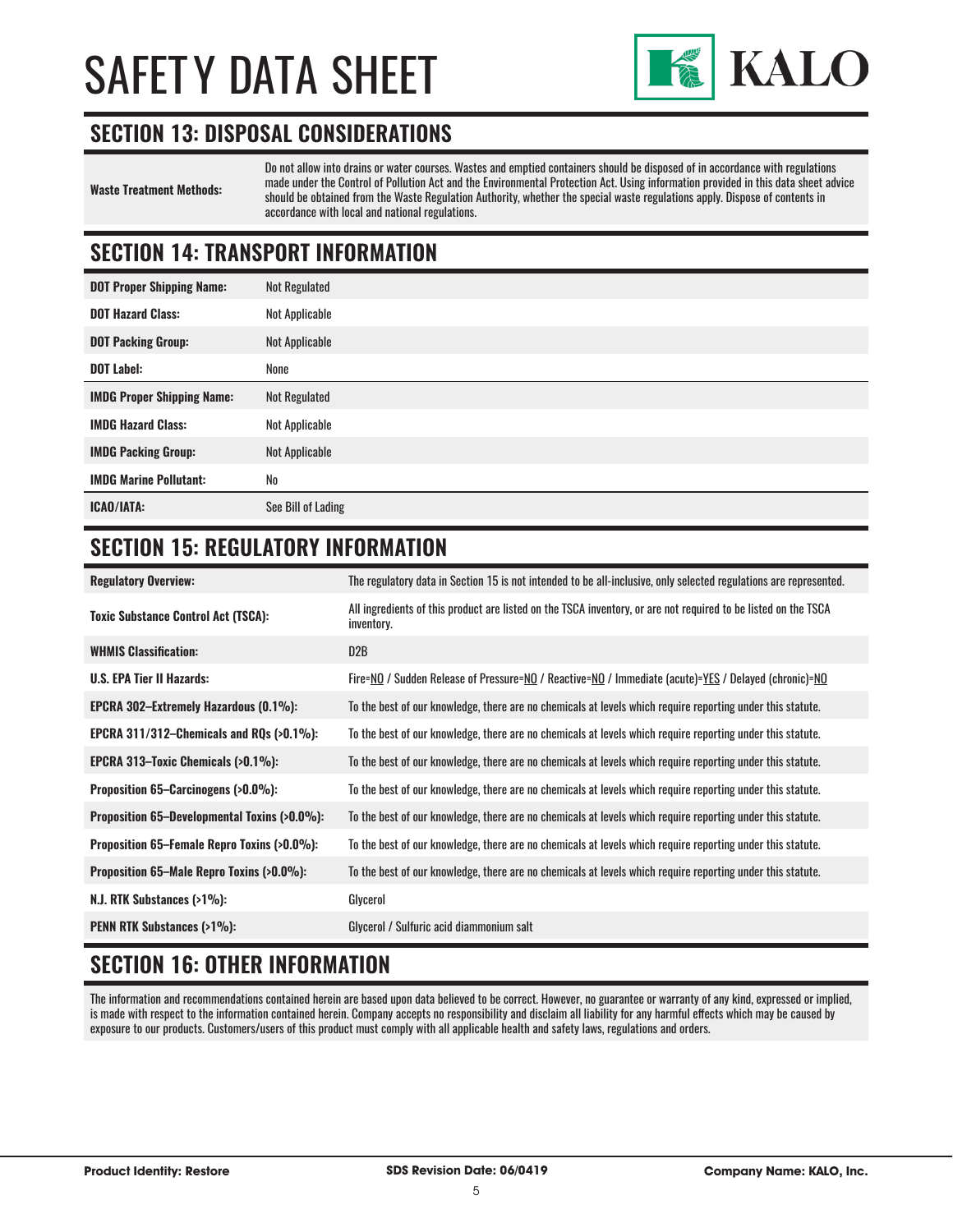# SAFETY DATA SHEET

## SECTION 13: DISPOSAL CONSIDERATIONS

| | |
|---|---|
| **Waste Treatment Methods:** | Do not allow into drains or water courses. Wastes and emptied containers should be disposed of in accordance with regulations made under the Control of Pollution Act and the Environmental Protection Act. Using information provided in this data sheet advice should be obtained from the Waste Regulation Authority, whether the special waste regulations apply. Dispose of contents in accordance with local and national regulations. |

## SECTION 14: TRANSPORT INFORMATION

| | |
|---|---|
| **DOT Proper Shipping Name:** | Not Regulated |
| **DOT Hazard Class:** | Not Applicable |
| **DOT Packing Group:** | Not Applicable |
| **DOT Label:** | None |
| **IMDG Proper Shipping Name:** | Not Regulated |
| **IMDG Hazard Class:** | Not Applicable |
| **IMDG Packing Group:** | Not Applicable |
| **IMDG Marine Pollutant:** | No |
| **ICAO/IATA:** | See Bill of Lading |

## SECTION 15: REGULATORY INFORMATION

| | |
|---|---|
| **Regulatory Overview:** | The regulatory data in Section 15 is not intended to be all-inclusive, only selected regulations are represented. |
| **Toxic Substance Control Act (TSCA):** | All ingredients of this product are listed on the TSCA inventory, or are not required to be listed on the TSCA inventory. |
| **WHMIS Classification:** | D2B |
| **U.S. EPA Tier II Hazards:** | Fire=NO / Sudden Release of Pressure=NO / Reactive=NO / Immediate (acute)=YES / Delayed (chronic)=NO |
| **EPCRA 302–Extremely Hazardous (0.1%):** | To the best of our knowledge, there are no chemicals at levels which require reporting under this statute. |
| **EPCRA 311/312–Chemicals and RQs (>0.1%):** | To the best of our knowledge, there are no chemicals at levels which require reporting under this statute. |
| **EPCRA 313–Toxic Chemicals (>0.1%):** | To the best of our knowledge, there are no chemicals at levels which require reporting under this statute. |
| **Proposition 65–Carcinogens (>0.0%):** | To the best of our knowledge, there are no chemicals at levels which require reporting under this statute. |
| **Proposition 65–Developmental Toxins (>0.0%):** | To the best of our knowledge, there are no chemicals at levels which require reporting under this statute. |
| **Proposition 65–Female Repro Toxins (>0.0%):** | To the best of our knowledge, there are no chemicals at levels which require reporting under this statute. |
| **Proposition 65–Male Repro Toxins (>0.0%):** | To the best of our knowledge, there are no chemicals at levels which require reporting under this statute. |
| **N.J. RTK Substances (>1%):** | Glycerol |
| **PENN RTK Substances (>1%):** | Glycerol / Sulfuric acid diammonium salt |

## SECTION 16: OTHER INFORMATION

The information and recommendations contained herein are based upon data believed to be correct. However, no guarantee or warranty of any kind, expressed or implied, is made with respect to the information contained herein. Company accepts no responsibility and disclaim all liability for any harmful effects which may be caused by exposure to our products. Customers/users of this product must comply with all applicable health and safety laws, regulations and orders.

**Product Identity: Restore** | **SDS Revision Date: 06/0419** | **Company Name: KALO, Inc.**